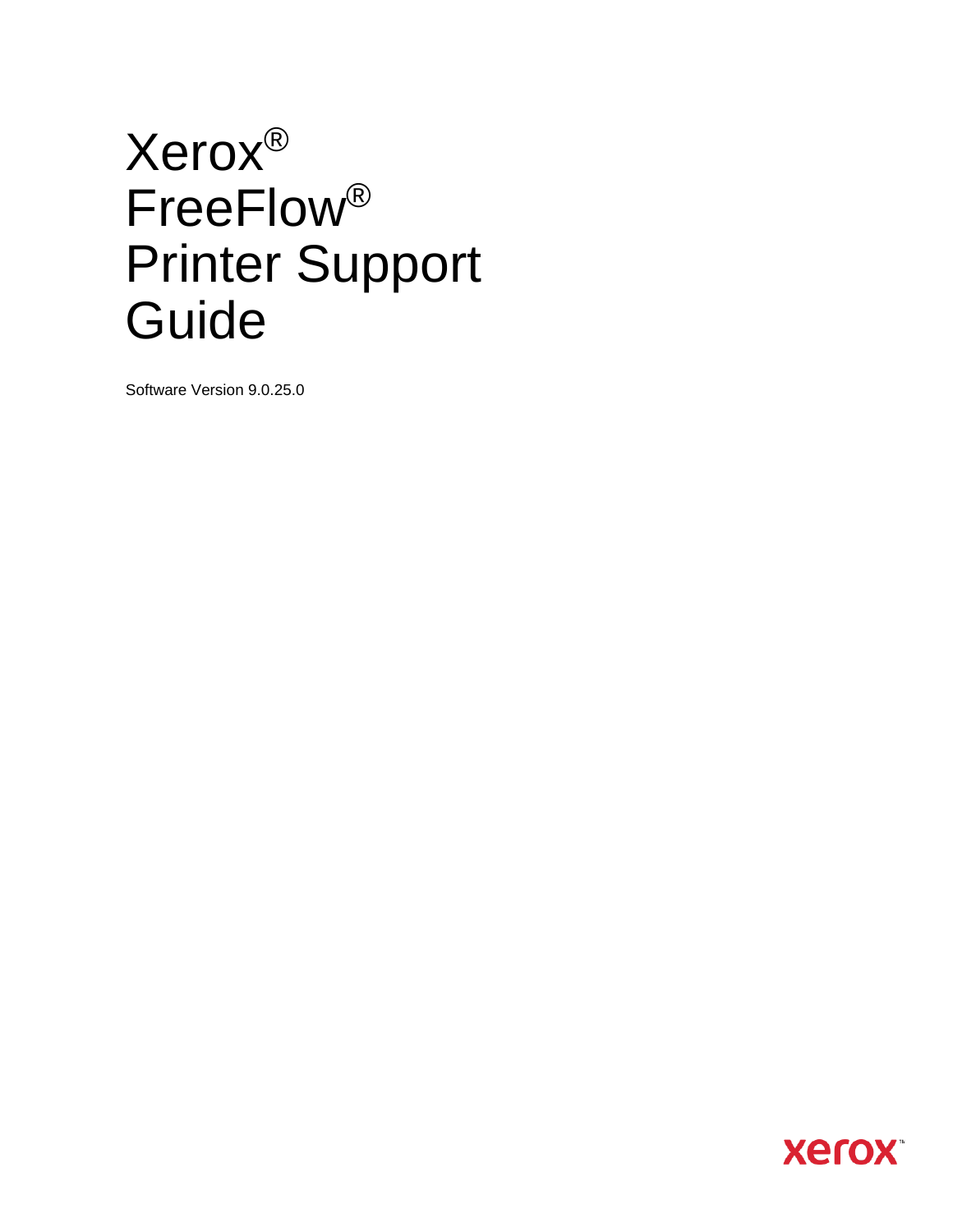# Xerox® FreeFlow® Printer Support Guide

Software Version 9.0.25.0

xerox™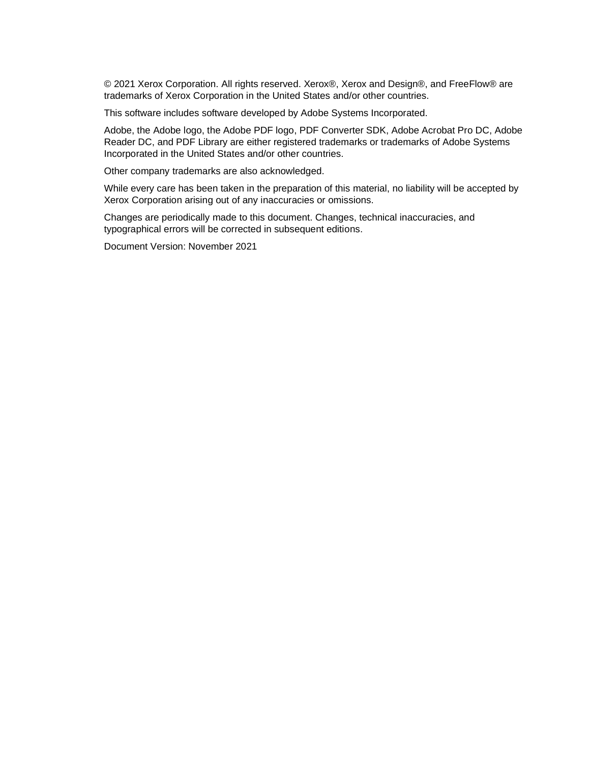© 2021 Xerox Corporation. All rights reserved. Xerox®, Xerox and Design®, and FreeFlow® are trademarks of Xerox Corporation in the United States and/or other countries.

This software includes software developed by Adobe Systems Incorporated.

Adobe, the Adobe logo, the Adobe PDF logo, PDF Converter SDK, Adobe Acrobat Pro DC, Adobe Reader DC, and PDF Library are either registered trademarks or trademarks of Adobe Systems Incorporated in the United States and/or other countries.

Other company trademarks are also acknowledged.

While every care has been taken in the preparation of this material, no liability will be accepted by Xerox Corporation arising out of any inaccuracies or omissions.

Changes are periodically made to this document. Changes, technical inaccuracies, and typographical errors will be corrected in subsequent editions.

Document Version: November 2021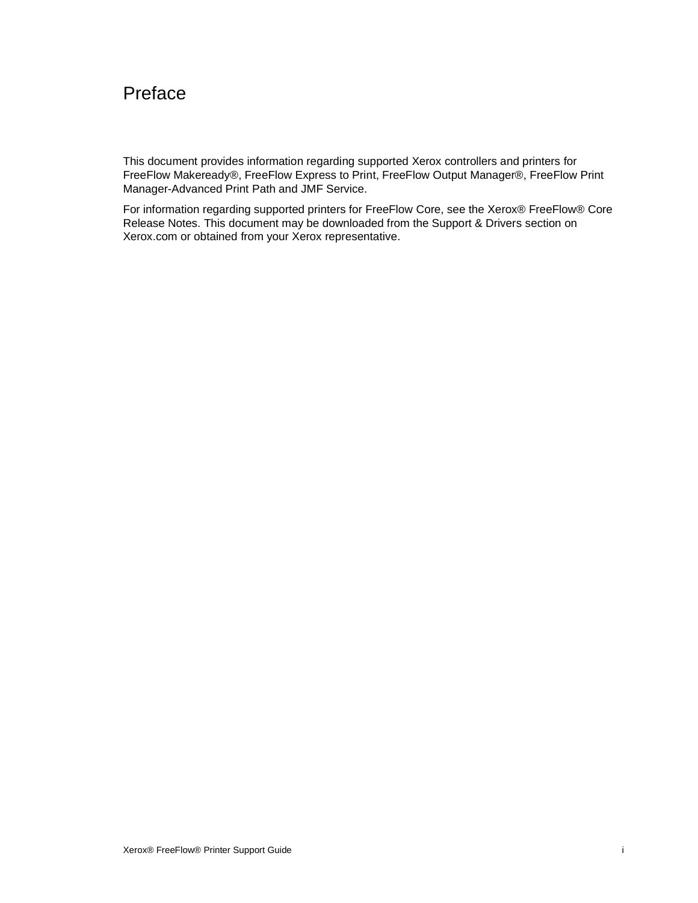# Preface

This document provides information regarding supported Xerox controllers and printers for FreeFlow Makeready®, FreeFlow Express to Print, FreeFlow Output Manager®, FreeFlow Print Manager-Advanced Print Path and JMF Service.

For information regarding supported printers for FreeFlow Core, see the Xerox® FreeFlow® Core Release Notes. This document may be downloaded from the Support & Drivers section on Xerox.com or obtained from your Xerox representative.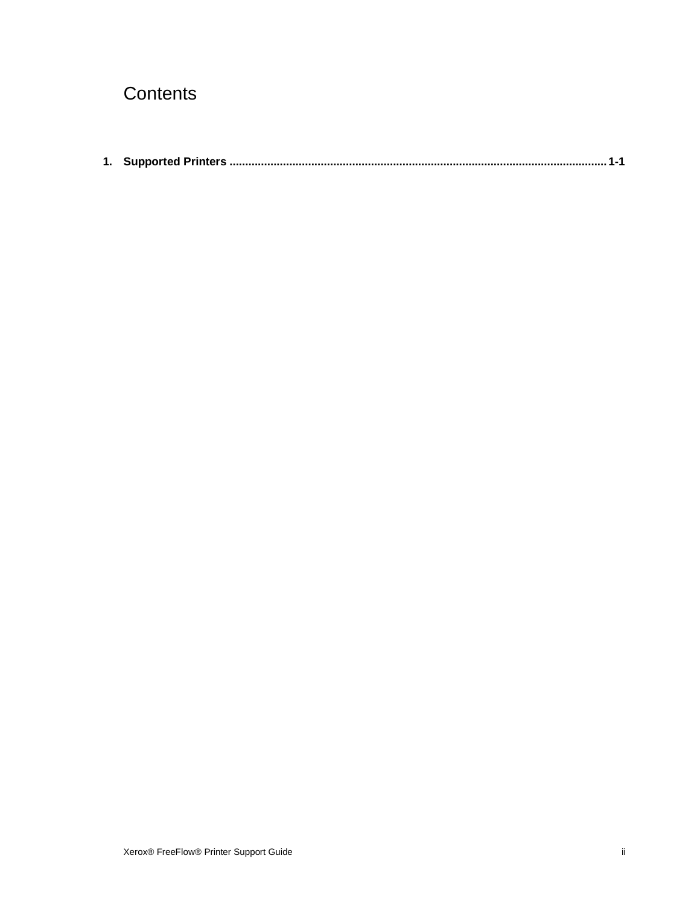# Contents

**1. Supported Printers ........................................................................................................................ 1-1**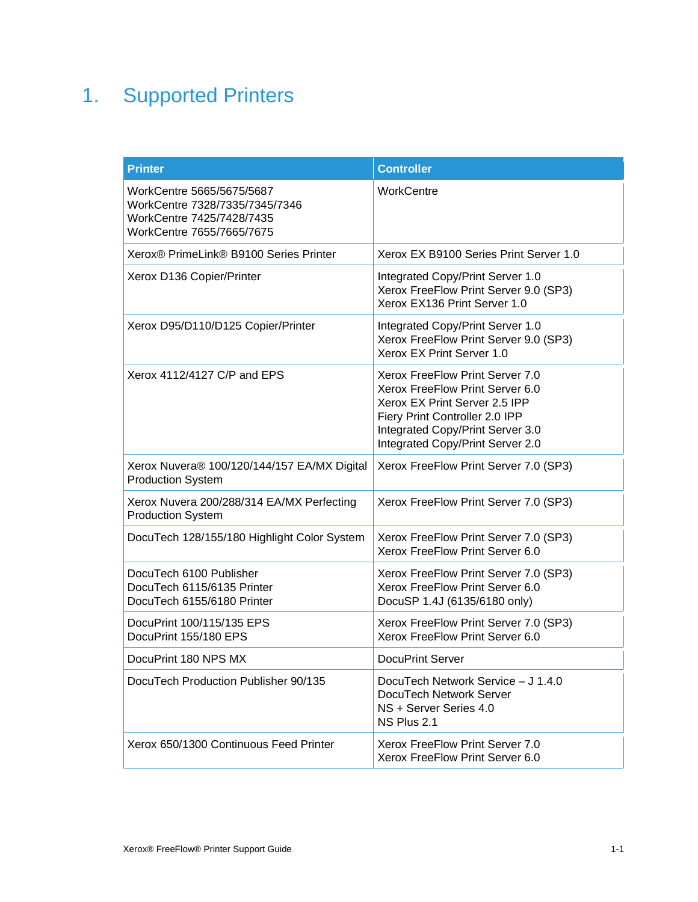# 1. Supported Printers

| Printer | Controller |
|---|---|
| WorkCentre 5665/5675/5687<br>WorkCentre 7328/7335/7345/7346<br>WorkCentre 7425/7428/7435<br>WorkCentre 7655/7665/7675 | WorkCentre |
| Xerox® PrimeLink® B9100 Series Printer | Xerox EX B9100 Series Print Server 1.0 |
| Xerox D136 Copier/Printer | Integrated Copy/Print Server 1.0<br>Xerox FreeFlow Print Server 9.0 (SP3)<br>Xerox EX136 Print Server 1.0 |
| Xerox D95/D110/D125 Copier/Printer | Integrated Copy/Print Server 1.0<br>Xerox FreeFlow Print Server 9.0 (SP3)<br>Xerox EX Print Server 1.0 |
| Xerox 4112/4127 C/P and EPS | Xerox FreeFlow Print Server 7.0<br>Xerox FreeFlow Print Server 6.0<br>Xerox EX Print Server 2.5 IPP<br>Fiery Print Controller 2.0 IPP<br>Integrated Copy/Print Server 3.0<br>Integrated Copy/Print Server 2.0 |
| Xerox Nuvera® 100/120/144/157 EA/MX Digital Production System | Xerox FreeFlow Print Server 7.0 (SP3) |
| Xerox Nuvera 200/288/314 EA/MX Perfecting Production System | Xerox FreeFlow Print Server 7.0 (SP3) |
| DocuTech 128/155/180 Highlight Color System | Xerox FreeFlow Print Server 7.0 (SP3)<br>Xerox FreeFlow Print Server 6.0 |
| DocuTech 6100 Publisher<br>DocuTech 6115/6135 Printer<br>DocuTech 6155/6180 Printer | Xerox FreeFlow Print Server 7.0 (SP3)<br>Xerox FreeFlow Print Server 6.0<br>DocuSP 1.4J (6135/6180 only) |
| DocuPrint 100/115/135 EPS<br>DocuPrint 155/180 EPS | Xerox FreeFlow Print Server 7.0 (SP3)<br>Xerox FreeFlow Print Server 6.0 |
| DocuPrint 180 NPS MX | DocuPrint Server |
| DocuTech Production Publisher 90/135 | DocuTech Network Service – J 1.4.0<br>DocuTech Network Server<br>NS + Server Series 4.0<br>NS Plus 2.1 |
| Xerox 650/1300 Continuous Feed Printer | Xerox FreeFlow Print Server 7.0<br>Xerox FreeFlow Print Server 6.0 |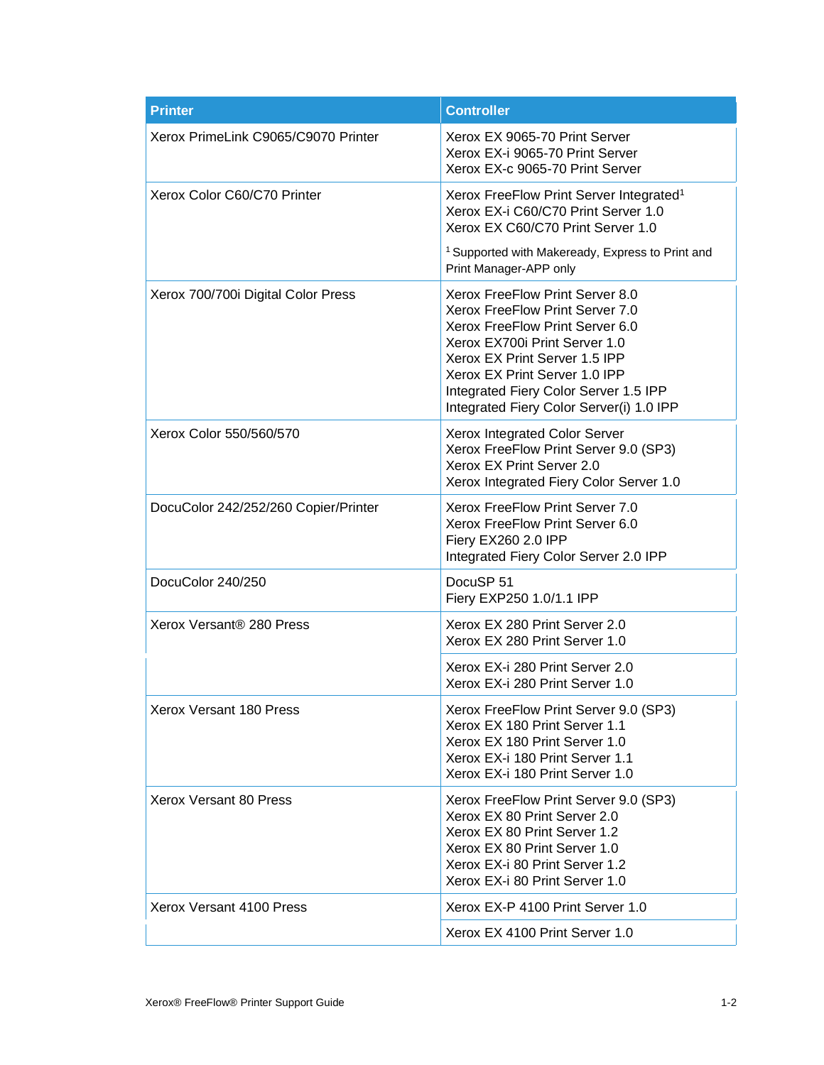| Printer | Controller |
|---|---|
| Xerox PrimeLink C9065/C9070 Printer | Xerox EX 9065-70 Print Server<br>Xerox EX-i 9065-70 Print Server<br>Xerox EX-c 9065-70 Print Server |
| Xerox Color C60/C70 Printer | Xerox FreeFlow Print Server Integrated[1]<br>Xerox EX-i C60/C70 Print Server 1.0<br>Xerox EX C60/C70 Print Server 1.0<br><br>[1] Supported with Makeready, Express to Print and Print Manager-APP only |
| Xerox 700/700i Digital Color Press | Xerox FreeFlow Print Server 8.0<br>Xerox FreeFlow Print Server 7.0<br>Xerox FreeFlow Print Server 6.0<br>Xerox EX700i Print Server 1.0<br>Xerox EX Print Server 1.5 IPP<br>Xerox EX Print Server 1.0 IPP<br>Integrated Fiery Color Server 1.5 IPP<br>Integrated Fiery Color Server(i) 1.0 IPP |
| Xerox Color 550/560/570 | Xerox Integrated Color Server<br>Xerox FreeFlow Print Server 9.0 (SP3)<br>Xerox EX Print Server 2.0<br>Xerox Integrated Fiery Color Server 1.0 |
| DocuColor 242/252/260 Copier/Printer | Xerox FreeFlow Print Server 7.0<br>Xerox FreeFlow Print Server 6.0<br>Fiery EX260 2.0 IPP<br>Integrated Fiery Color Server 2.0 IPP |
| DocuColor 240/250 | DocuSP 51<br>Fiery EXP250 1.0/1.1 IPP |
| Xerox Versant® 280 Press | Xerox EX 280 Print Server 2.0<br>Xerox EX 280 Print Server 1.0 |
| | Xerox EX-i 280 Print Server 2.0<br>Xerox EX-i 280 Print Server 1.0 |
| Xerox Versant 180 Press | Xerox FreeFlow Print Server 9.0 (SP3)<br>Xerox EX 180 Print Server 1.1<br>Xerox EX 180 Print Server 1.0<br>Xerox EX-i 180 Print Server 1.1<br>Xerox EX-i 180 Print Server 1.0 |
| Xerox Versant 80 Press | Xerox FreeFlow Print Server 9.0 (SP3)<br>Xerox EX 80 Print Server 2.0<br>Xerox EX 80 Print Server 1.2<br>Xerox EX 80 Print Server 1.0<br>Xerox EX-i 80 Print Server 1.2<br>Xerox EX-i 80 Print Server 1.0 |
| Xerox Versant 4100 Press | Xerox EX-P 4100 Print Server 1.0 |
| | Xerox EX 4100 Print Server 1.0 |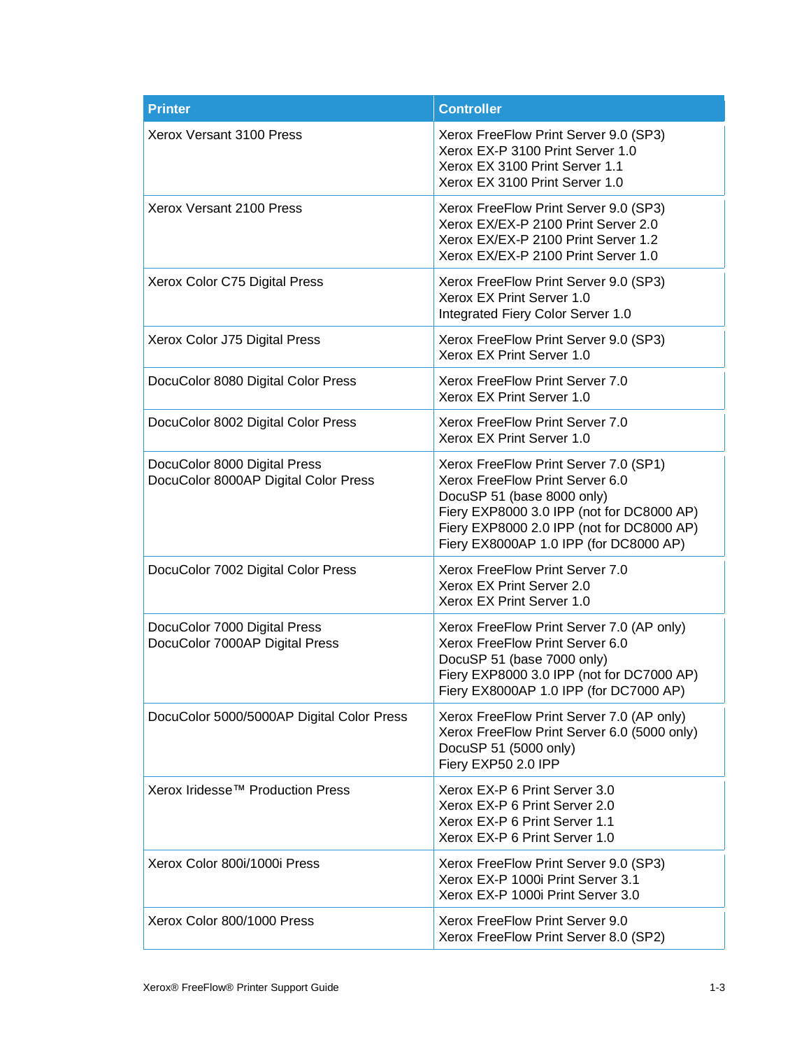| Printer | Controller |
| --- | --- |
| Xerox Versant 3100 Press | Xerox FreeFlow Print Server 9.0 (SP3)<br>Xerox EX-P 3100 Print Server 1.0<br>Xerox EX 3100 Print Server 1.1<br>Xerox EX 3100 Print Server 1.0 |
| Xerox Versant 2100 Press | Xerox FreeFlow Print Server 9.0 (SP3)<br>Xerox EX/EX-P 2100 Print Server 2.0<br>Xerox EX/EX-P 2100 Print Server 1.2<br>Xerox EX/EX-P 2100 Print Server 1.0 |
| Xerox Color C75 Digital Press | Xerox FreeFlow Print Server 9.0 (SP3)<br>Xerox EX Print Server 1.0<br>Integrated Fiery Color Server 1.0 |
| Xerox Color J75 Digital Press | Xerox FreeFlow Print Server 9.0 (SP3)<br>Xerox EX Print Server 1.0 |
| DocuColor 8080 Digital Color Press | Xerox FreeFlow Print Server 7.0<br>Xerox EX Print Server 1.0 |
| DocuColor 8002 Digital Color Press | Xerox FreeFlow Print Server 7.0<br>Xerox EX Print Server 1.0 |
| DocuColor 8000 Digital Press<br>DocuColor 8000AP Digital Color Press | Xerox FreeFlow Print Server 7.0 (SP1)<br>Xerox FreeFlow Print Server 6.0<br>DocuSP 51 (base 8000 only)<br>Fiery EXP8000 3.0 IPP (not for DC8000 AP)<br>Fiery EXP8000 2.0 IPP (not for DC8000 AP)<br>Fiery EX8000AP 1.0 IPP (for DC8000 AP) |
| DocuColor 7002 Digital Color Press | Xerox FreeFlow Print Server 7.0<br>Xerox EX Print Server 2.0<br>Xerox EX Print Server 1.0 |
| DocuColor 7000 Digital Press<br>DocuColor 7000AP Digital Press | Xerox FreeFlow Print Server 7.0 (AP only)<br>Xerox FreeFlow Print Server 6.0<br>DocuSP 51 (base 7000 only)<br>Fiery EXP8000 3.0 IPP (not for DC7000 AP)<br>Fiery EX8000AP 1.0 IPP (for DC7000 AP) |
| DocuColor 5000/5000AP Digital Color Press | Xerox FreeFlow Print Server 7.0 (AP only)<br>Xerox FreeFlow Print Server 6.0 (5000 only)<br>DocuSP 51 (5000 only)<br>Fiery EXP50 2.0 IPP |
| Xerox Iridesse™ Production Press | Xerox EX-P 6 Print Server 3.0<br>Xerox EX-P 6 Print Server 2.0<br>Xerox EX-P 6 Print Server 1.1<br>Xerox EX-P 6 Print Server 1.0 |
| Xerox Color 800i/1000i Press | Xerox FreeFlow Print Server 9.0 (SP3)<br>Xerox EX-P 1000i Print Server 3.1<br>Xerox EX-P 1000i Print Server 3.0 |
| Xerox Color 800/1000 Press | Xerox FreeFlow Print Server 9.0<br>Xerox FreeFlow Print Server 8.0 (SP2) |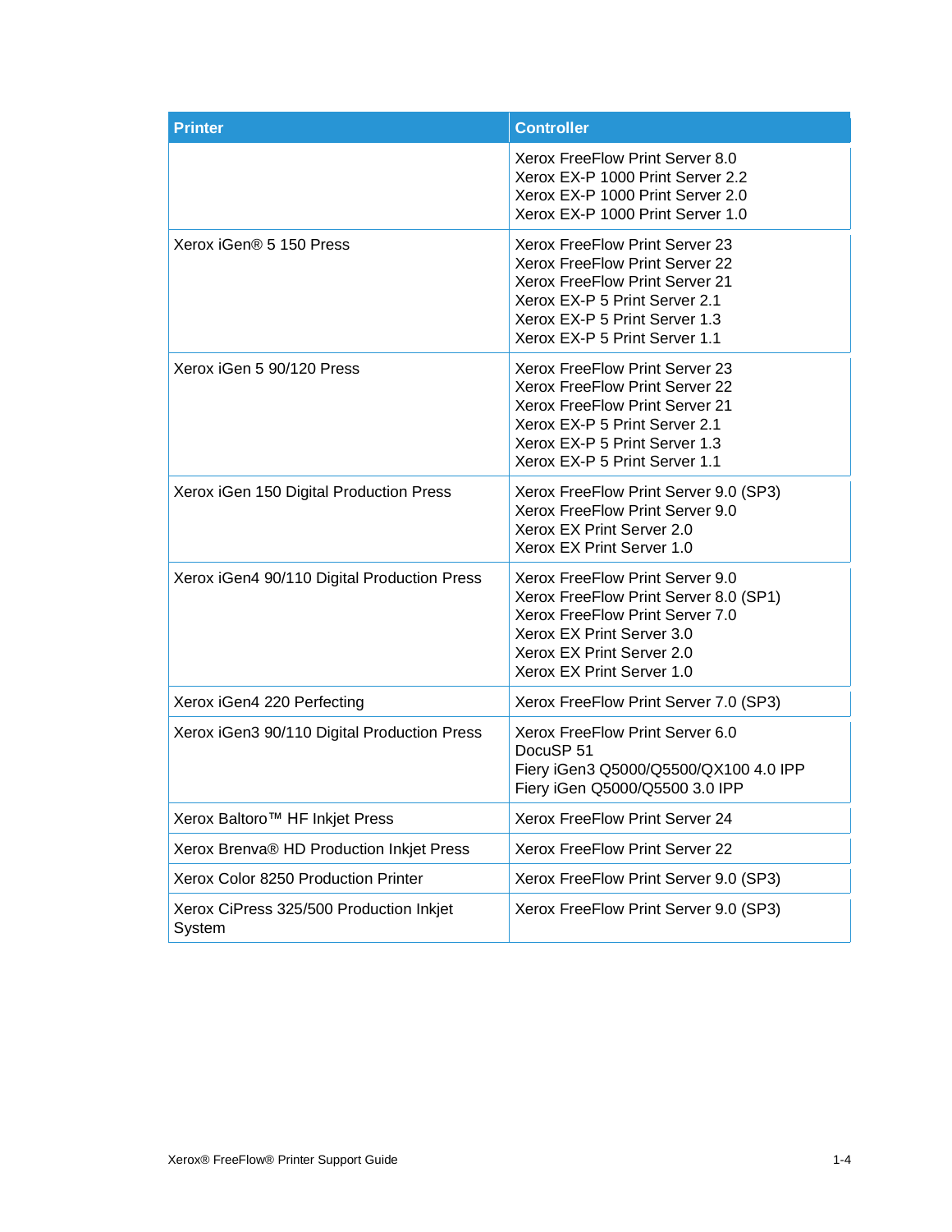| Printer | Controller |
|---|---|
| | Xerox FreeFlow Print Server 8.0<br>Xerox EX-P 1000 Print Server 2.2<br>Xerox EX-P 1000 Print Server 2.0<br>Xerox EX-P 1000 Print Server 1.0 |
| Xerox iGen® 5 150 Press | Xerox FreeFlow Print Server 23<br>Xerox FreeFlow Print Server 22<br>Xerox FreeFlow Print Server 21<br>Xerox EX-P 5 Print Server 2.1<br>Xerox EX-P 5 Print Server 1.3<br>Xerox EX-P 5 Print Server 1.1 |
| Xerox iGen 5 90/120 Press | Xerox FreeFlow Print Server 23<br>Xerox FreeFlow Print Server 22<br>Xerox FreeFlow Print Server 21<br>Xerox EX-P 5 Print Server 2.1<br>Xerox EX-P 5 Print Server 1.3<br>Xerox EX-P 5 Print Server 1.1 |
| Xerox iGen 150 Digital Production Press | Xerox FreeFlow Print Server 9.0 (SP3)<br>Xerox FreeFlow Print Server 9.0<br>Xerox EX Print Server 2.0<br>Xerox EX Print Server 1.0 |
| Xerox iGen4 90/110 Digital Production Press | Xerox FreeFlow Print Server 9.0<br>Xerox FreeFlow Print Server 8.0 (SP1)<br>Xerox FreeFlow Print Server 7.0<br>Xerox EX Print Server 3.0<br>Xerox EX Print Server 2.0<br>Xerox EX Print Server 1.0 |
| Xerox iGen4 220 Perfecting | Xerox FreeFlow Print Server 7.0 (SP3) |
| Xerox iGen3 90/110 Digital Production Press | Xerox FreeFlow Print Server 6.0<br>DocuSP 51<br>Fiery iGen3 Q5000/Q5500/QX100 4.0 IPP<br>Fiery iGen Q5000/Q5500 3.0 IPP |
| Xerox Baltoro™ HF Inkjet Press | Xerox FreeFlow Print Server 24 |
| Xerox Brenva® HD Production Inkjet Press | Xerox FreeFlow Print Server 22 |
| Xerox Color 8250 Production Printer | Xerox FreeFlow Print Server 9.0 (SP3) |
| Xerox CiPress 325/500 Production Inkjet System | Xerox FreeFlow Print Server 9.0 (SP3) |